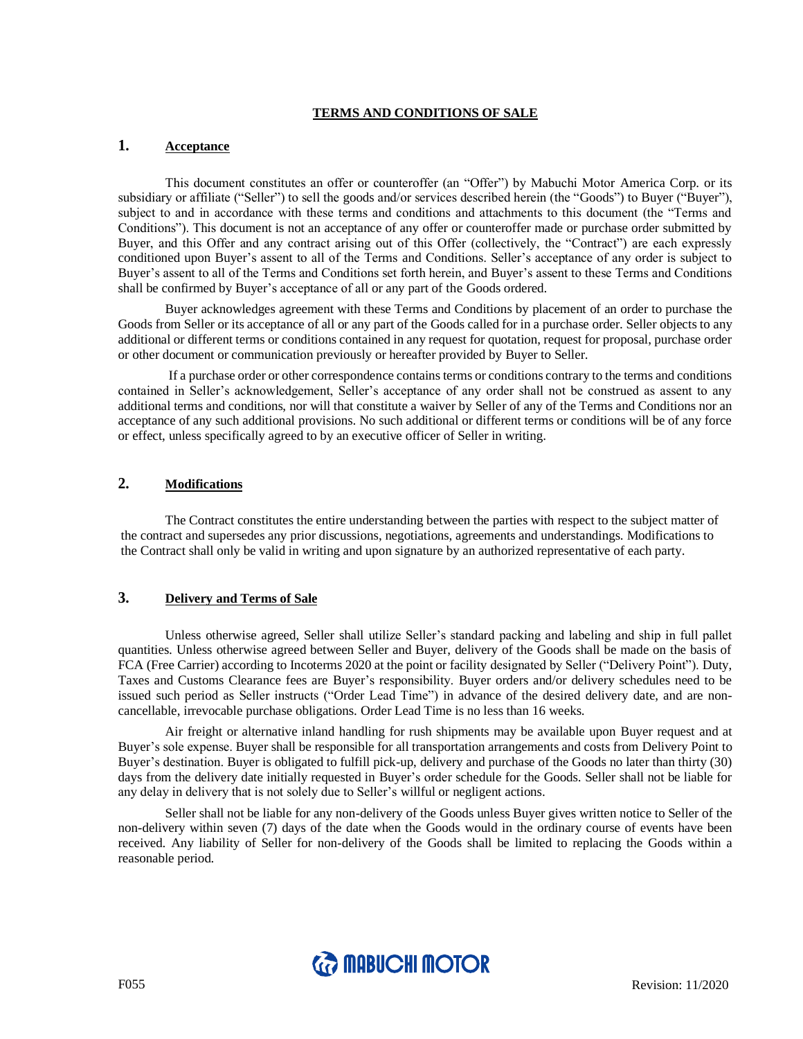# TERMS AND CONDITIONS OF SALE

## 1. Acceptance

This document constitutes an offer or counteroffer (an "Offer") by Mabuchi Motor America Corp. or its subsidiary or affiliate ("Seller") to sell the goods and/or services described herein (the "Goods") to Buyer ("Buyer"), subject to and in accordance with these terms and conditions and attachments to this document (the "Terms and Conditions"). This document is not an acceptance of any offer or counteroffer made or purchase order submitted by Buyer, and this Offer and any contract arising out of this Offer (collectively, the "Contract") are each expressly conditioned upon Buyer's assent to all of the Terms and Conditions. Seller's acceptance of any order is subject to Buyer's assent to all of the Terms and Conditions set forth herein, and Buyer's assent to these Terms and Conditions shall be confirmed by Buyer's acceptance of all or any part of the Goods ordered.

Buyer acknowledges agreement with these Terms and Conditions by placement of an order to purchase the Goods from Seller or its acceptance of all or any part of the Goods called for in a purchase order. Seller objects to any additional or different terms or conditions contained in any request for quotation, request for proposal, purchase order or other document or communication previously or hereafter provided by Buyer to Seller.

If a purchase order or other correspondence contains terms or conditions contrary to the terms and conditions contained in Seller's acknowledgement, Seller's acceptance of any order shall not be construed as assent to any additional terms and conditions, nor will that constitute a waiver by Seller of any of the Terms and Conditions nor an acceptance of any such additional provisions. No such additional or different terms or conditions will be of any force or effect, unless specifically agreed to by an executive officer of Seller in writing.

## 2. Modifications

The Contract constitutes the entire understanding between the parties with respect to the subject matter of the contract and supersedes any prior discussions, negotiations, agreements and understandings. Modifications to the Contract shall only be valid in writing and upon signature by an authorized representative of each party.

## 3. Delivery and Terms of Sale

Unless otherwise agreed, Seller shall utilize Seller's standard packing and labeling and ship in full pallet quantities. Unless otherwise agreed between Seller and Buyer, delivery of the Goods shall be made on the basis of FCA (Free Carrier) according to Incoterms 2020 at the point or facility designated by Seller ("Delivery Point"). Duty, Taxes and Customs Clearance fees are Buyer's responsibility. Buyer orders and/or delivery schedules need to be issued such period as Seller instructs ("Order Lead Time") in advance of the desired delivery date, and are non-cancellable, irrevocable purchase obligations. Order Lead Time is no less than 16 weeks.

Air freight or alternative inland handling for rush shipments may be available upon Buyer request and at Buyer's sole expense. Buyer shall be responsible for all transportation arrangements and costs from Delivery Point to Buyer's destination. Buyer is obligated to fulfill pick-up, delivery and purchase of the Goods no later than thirty (30) days from the delivery date initially requested in Buyer's order schedule for the Goods. Seller shall not be liable for any delay in delivery that is not solely due to Seller's willful or negligent actions.

Seller shall not be liable for any non-delivery of the Goods unless Buyer gives written notice to Seller of the non-delivery within seven (7) days of the date when the Goods would in the ordinary course of events have been received. Any liability of Seller for non-delivery of the Goods shall be limited to replacing the Goods within a reasonable period.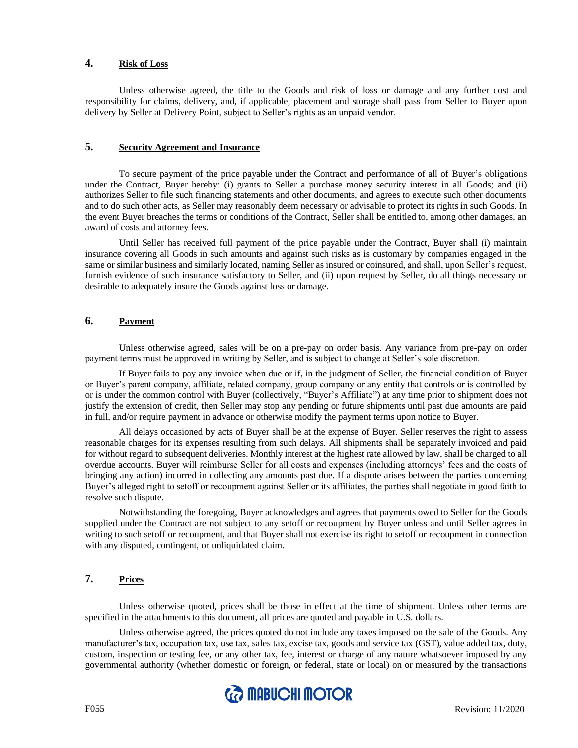## 4. Risk of Loss

Unless otherwise agreed, the title to the Goods and risk of loss or damage and any further cost and responsibility for claims, delivery, and, if applicable, placement and storage shall pass from Seller to Buyer upon delivery by Seller at Delivery Point, subject to Seller's rights as an unpaid vendor.

## 5. Security Agreement and Insurance

To secure payment of the price payable under the Contract and performance of all of Buyer's obligations under the Contract, Buyer hereby: (i) grants to Seller a purchase money security interest in all Goods; and (ii) authorizes Seller to file such financing statements and other documents, and agrees to execute such other documents and to do such other acts, as Seller may reasonably deem necessary or advisable to protect its rights in such Goods. In the event Buyer breaches the terms or conditions of the Contract, Seller shall be entitled to, among other damages, an award of costs and attorney fees.

Until Seller has received full payment of the price payable under the Contract, Buyer shall (i) maintain insurance covering all Goods in such amounts and against such risks as is customary by companies engaged in the same or similar business and similarly located, naming Seller as insured or coinsured, and shall, upon Seller's request, furnish evidence of such insurance satisfactory to Seller, and (ii) upon request by Seller, do all things necessary or desirable to adequately insure the Goods against loss or damage.

## 6. Payment

Unless otherwise agreed, sales will be on a pre-pay on order basis. Any variance from pre-pay on order payment terms must be approved in writing by Seller, and is subject to change at Seller's sole discretion.

If Buyer fails to pay any invoice when due or if, in the judgment of Seller, the financial condition of Buyer or Buyer's parent company, affiliate, related company, group company or any entity that controls or is controlled by or is under the common control with Buyer (collectively, "Buyer's Affiliate") at any time prior to shipment does not justify the extension of credit, then Seller may stop any pending or future shipments until past due amounts are paid in full, and/or require payment in advance or otherwise modify the payment terms upon notice to Buyer.

All delays occasioned by acts of Buyer shall be at the expense of Buyer. Seller reserves the right to assess reasonable charges for its expenses resulting from such delays. All shipments shall be separately invoiced and paid for without regard to subsequent deliveries. Monthly interest at the highest rate allowed by law, shall be charged to all overdue accounts. Buyer will reimburse Seller for all costs and expenses (including attorneys' fees and the costs of bringing any action) incurred in collecting any amounts past due. If a dispute arises between the parties concerning Buyer's alleged right to setoff or recoupment against Seller or its affiliates, the parties shall negotiate in good faith to resolve such dispute.

Notwithstanding the foregoing, Buyer acknowledges and agrees that payments owed to Seller for the Goods supplied under the Contract are not subject to any setoff or recoupment by Buyer unless and until Seller agrees in writing to such setoff or recoupment, and that Buyer shall not exercise its right to setoff or recoupment in connection with any disputed, contingent, or unliquidated claim.

## 7. Prices

Unless otherwise quoted, prices shall be those in effect at the time of shipment. Unless other terms are specified in the attachments to this document, all prices are quoted and payable in U.S. dollars.

Unless otherwise agreed, the prices quoted do not include any taxes imposed on the sale of the Goods. Any manufacturer's tax, occupation tax, use tax, sales tax, excise tax, goods and service tax (GST), value added tax, duty, custom, inspection or testing fee, or any other tax, fee, interest or charge of any nature whatsoever imposed by any governmental authority (whether domestic or foreign, or federal, state or local) on or measured by the transactions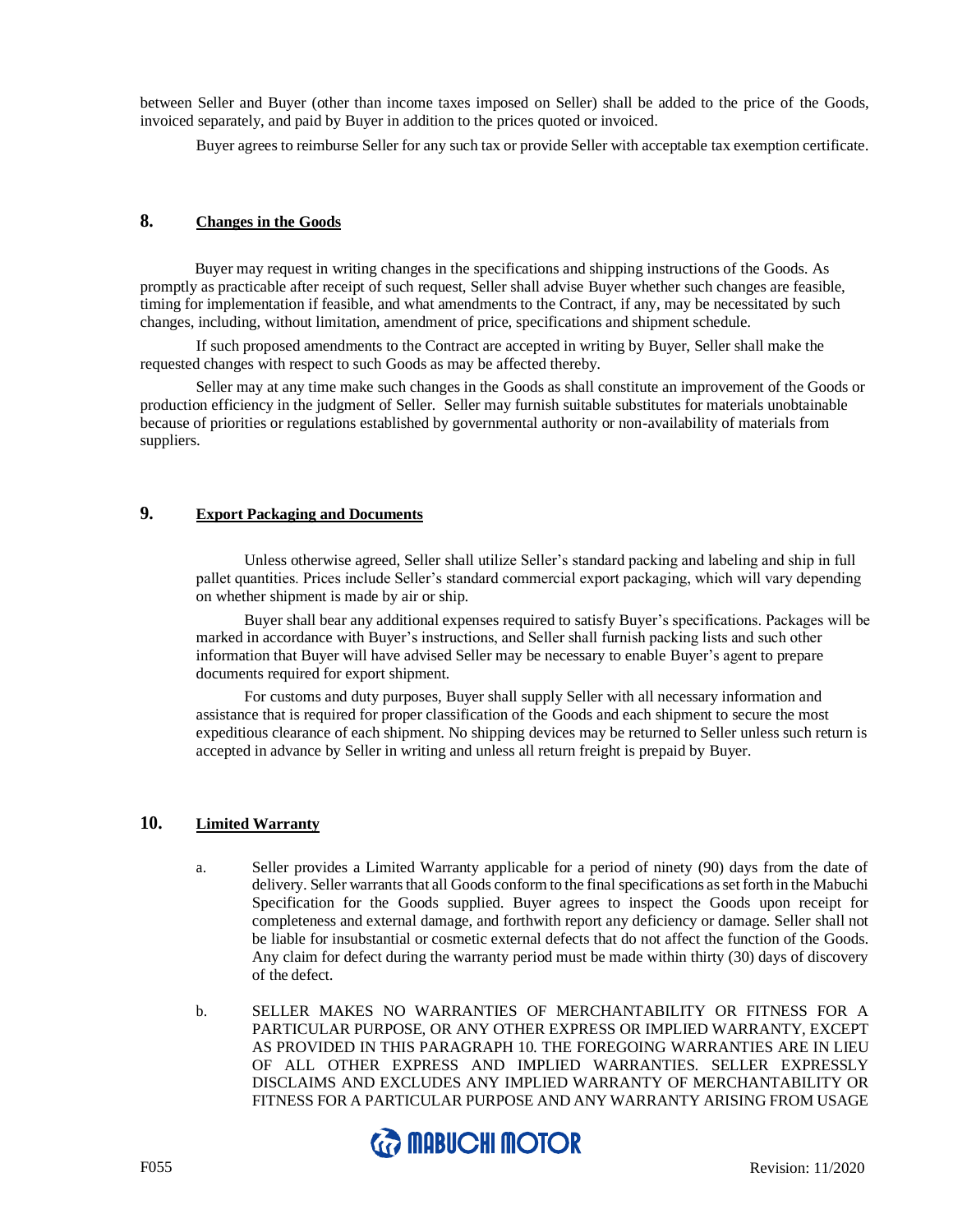between Seller and Buyer (other than income taxes imposed on Seller) shall be added to the price of the Goods, invoiced separately, and paid by Buyer in addition to the prices quoted or invoiced.

Buyer agrees to reimburse Seller for any such tax or provide Seller with acceptable tax exemption certificate.

## 8. Changes in the Goods

Buyer may request in writing changes in the specifications and shipping instructions of the Goods. As promptly as practicable after receipt of such request, Seller shall advise Buyer whether such changes are feasible, timing for implementation if feasible, and what amendments to the Contract, if any, may be necessitated by such changes, including, without limitation, amendment of price, specifications and shipment schedule.

If such proposed amendments to the Contract are accepted in writing by Buyer, Seller shall make the requested changes with respect to such Goods as may be affected thereby.

Seller may at any time make such changes in the Goods as shall constitute an improvement of the Goods or production efficiency in the judgment of Seller. Seller may furnish suitable substitutes for materials unobtainable because of priorities or regulations established by governmental authority or non-availability of materials from suppliers.

## 9. Export Packaging and Documents

Unless otherwise agreed, Seller shall utilize Seller's standard packing and labeling and ship in full pallet quantities. Prices include Seller's standard commercial export packaging, which will vary depending on whether shipment is made by air or ship.

Buyer shall bear any additional expenses required to satisfy Buyer's specifications. Packages will be marked in accordance with Buyer's instructions, and Seller shall furnish packing lists and such other information that Buyer will have advised Seller may be necessary to enable Buyer's agent to prepare documents required for export shipment.

For customs and duty purposes, Buyer shall supply Seller with all necessary information and assistance that is required for proper classification of the Goods and each shipment to secure the most expeditious clearance of each shipment. No shipping devices may be returned to Seller unless such return is accepted in advance by Seller in writing and unless all return freight is prepaid by Buyer.

## 10. Limited Warranty

a. Seller provides a Limited Warranty applicable for a period of ninety (90) days from the date of delivery. Seller warrants that all Goods conform to the final specifications as set forth in the Mabuchi Specification for the Goods supplied. Buyer agrees to inspect the Goods upon receipt for completeness and external damage, and forthwith report any deficiency or damage. Seller shall not be liable for insubstantial or cosmetic external defects that do not affect the function of the Goods. Any claim for defect during the warranty period must be made within thirty (30) days of discovery of the defect.

b. SELLER MAKES NO WARRANTIES OF MERCHANTABILITY OR FITNESS FOR A PARTICULAR PURPOSE, OR ANY OTHER EXPRESS OR IMPLIED WARRANTY, EXCEPT AS PROVIDED IN THIS PARAGRAPH 10. THE FOREGOING WARRANTIES ARE IN LIEU OF ALL OTHER EXPRESS AND IMPLIED WARRANTIES. SELLER EXPRESSLY DISCLAIMS AND EXCLUDES ANY IMPLIED WARRANTY OF MERCHANTABILITY OR FITNESS FOR A PARTICULAR PURPOSE AND ANY WARRANTY ARISING FROM USAGE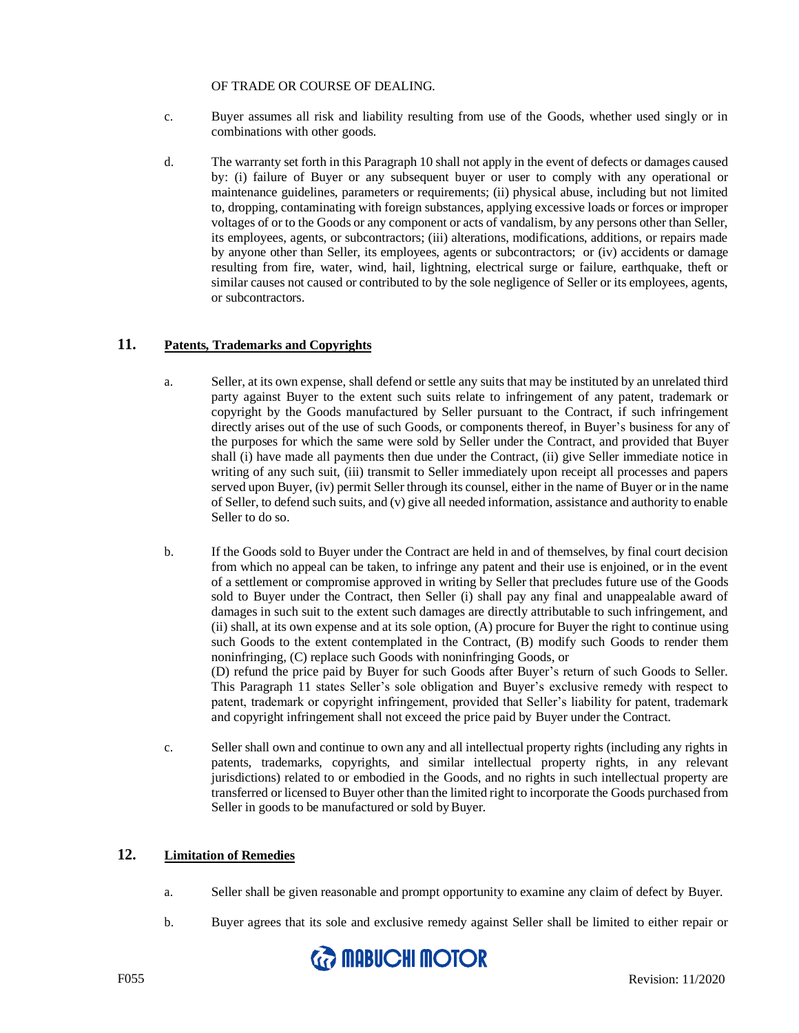OF TRADE OR COURSE OF DEALING.

c. Buyer assumes all risk and liability resulting from use of the Goods, whether used singly or in combinations with other goods.

d. The warranty set forth in this Paragraph 10 shall not apply in the event of defects or damages caused by: (i) failure of Buyer or any subsequent buyer or user to comply with any operational or maintenance guidelines, parameters or requirements; (ii) physical abuse, including but not limited to, dropping, contaminating with foreign substances, applying excessive loads or forces or improper voltages of or to the Goods or any component or acts of vandalism, by any persons other than Seller, its employees, agents, or subcontractors; (iii) alterations, modifications, additions, or repairs made by anyone other than Seller, its employees, agents or subcontractors; or (iv) accidents or damage resulting from fire, water, wind, hail, lightning, electrical surge or failure, earthquake, theft or similar causes not caused or contributed to by the sole negligence of Seller or its employees, agents, or subcontractors.

## 11. Patents, Trademarks and Copyrights

a. Seller, at its own expense, shall defend or settle any suits that may be instituted by an unrelated third party against Buyer to the extent such suits relate to infringement of any patent, trademark or copyright by the Goods manufactured by Seller pursuant to the Contract, if such infringement directly arises out of the use of such Goods, or components thereof, in Buyer's business for any of the purposes for which the same were sold by Seller under the Contract, and provided that Buyer shall (i) have made all payments then due under the Contract, (ii) give Seller immediate notice in writing of any such suit, (iii) transmit to Seller immediately upon receipt all processes and papers served upon Buyer, (iv) permit Seller through its counsel, either in the name of Buyer or in the name of Seller, to defend such suits, and (v) give all needed information, assistance and authority to enable Seller to do so.

b. If the Goods sold to Buyer under the Contract are held in and of themselves, by final court decision from which no appeal can be taken, to infringe any patent and their use is enjoined, or in the event of a settlement or compromise approved in writing by Seller that precludes future use of the Goods sold to Buyer under the Contract, then Seller (i) shall pay any final and unappealable award of damages in such suit to the extent such damages are directly attributable to such infringement, and (ii) shall, at its own expense and at its sole option, (A) procure for Buyer the right to continue using such Goods to the extent contemplated in the Contract, (B) modify such Goods to render them noninfringing, (C) replace such Goods with noninfringing Goods, or (D) refund the price paid by Buyer for such Goods after Buyer's return of such Goods to Seller. This Paragraph 11 states Seller's sole obligation and Buyer's exclusive remedy with respect to patent, trademark or copyright infringement, provided that Seller's liability for patent, trademark and copyright infringement shall not exceed the price paid by Buyer under the Contract.

c. Seller shall own and continue to own any and all intellectual property rights (including any rights in patents, trademarks, copyrights, and similar intellectual property rights, in any relevant jurisdictions) related to or embodied in the Goods, and no rights in such intellectual property are transferred or licensed to Buyer other than the limited right to incorporate the Goods purchased from Seller in goods to be manufactured or sold by Buyer.

## 12. Limitation of Remedies

a. Seller shall be given reasonable and prompt opportunity to examine any claim of defect by Buyer.

b. Buyer agrees that its sole and exclusive remedy against Seller shall be limited to either repair or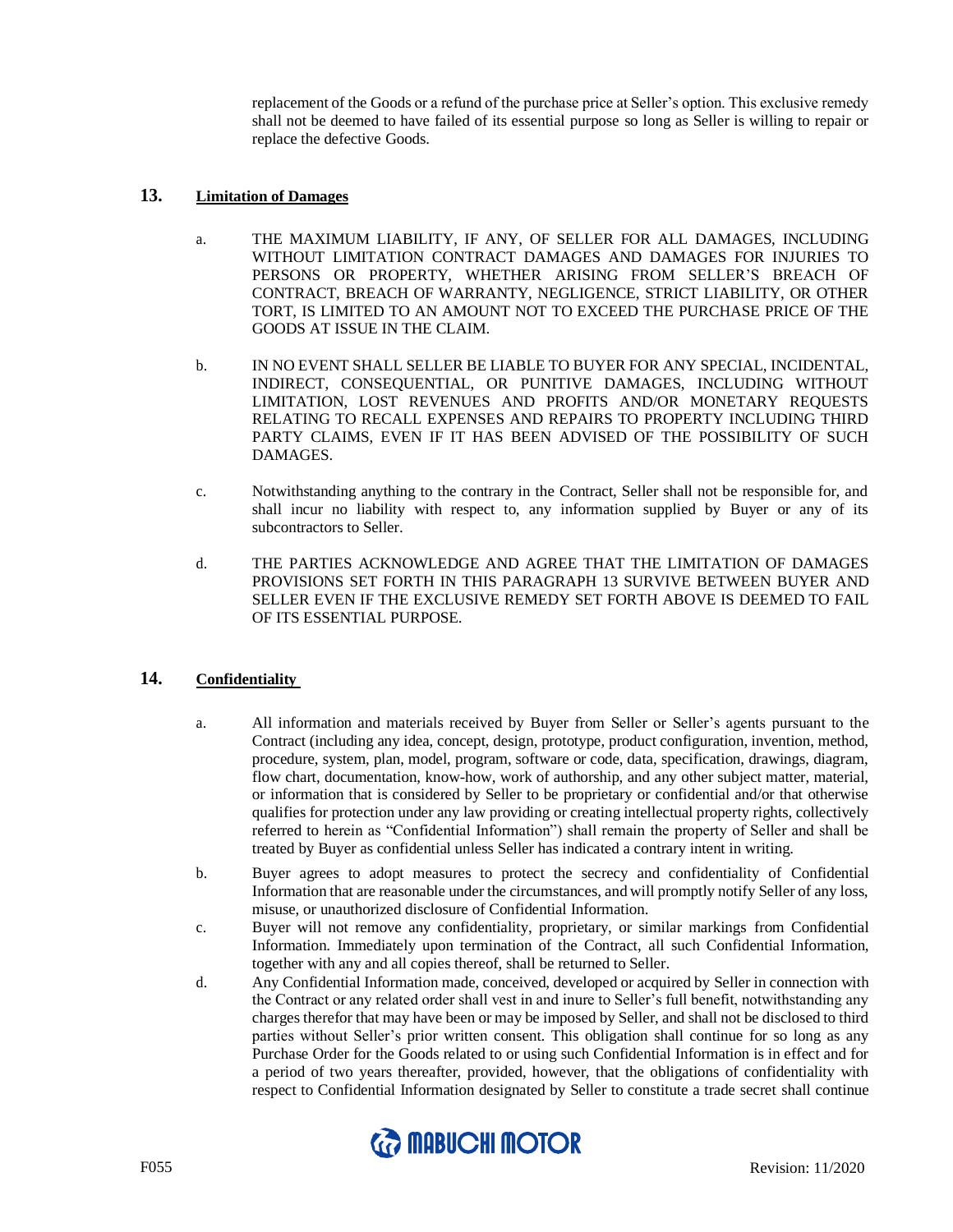replacement of the Goods or a refund of the purchase price at Seller's option. This exclusive remedy shall not be deemed to have failed of its essential purpose so long as Seller is willing to repair or replace the defective Goods.

## 13. Limitation of Damages

a. THE MAXIMUM LIABILITY, IF ANY, OF SELLER FOR ALL DAMAGES, INCLUDING WITHOUT LIMITATION CONTRACT DAMAGES AND DAMAGES FOR INJURIES TO PERSONS OR PROPERTY, WHETHER ARISING FROM SELLER'S BREACH OF CONTRACT, BREACH OF WARRANTY, NEGLIGENCE, STRICT LIABILITY, OR OTHER TORT, IS LIMITED TO AN AMOUNT NOT TO EXCEED THE PURCHASE PRICE OF THE GOODS AT ISSUE IN THE CLAIM.

b. IN NO EVENT SHALL SELLER BE LIABLE TO BUYER FOR ANY SPECIAL, INCIDENTAL, INDIRECT, CONSEQUENTIAL, OR PUNITIVE DAMAGES, INCLUDING WITHOUT LIMITATION, LOST REVENUES AND PROFITS AND/OR MONETARY REQUESTS RELATING TO RECALL EXPENSES AND REPAIRS TO PROPERTY INCLUDING THIRD PARTY CLAIMS, EVEN IF IT HAS BEEN ADVISED OF THE POSSIBILITY OF SUCH DAMAGES.

c. Notwithstanding anything to the contrary in the Contract, Seller shall not be responsible for, and shall incur no liability with respect to, any information supplied by Buyer or any of its subcontractors to Seller.

d. THE PARTIES ACKNOWLEDGE AND AGREE THAT THE LIMITATION OF DAMAGES PROVISIONS SET FORTH IN THIS PARAGRAPH 13 SURVIVE BETWEEN BUYER AND SELLER EVEN IF THE EXCLUSIVE REMEDY SET FORTH ABOVE IS DEEMED TO FAIL OF ITS ESSENTIAL PURPOSE.

## 14. Confidentiality

a. All information and materials received by Buyer from Seller or Seller's agents pursuant to the Contract (including any idea, concept, design, prototype, product configuration, invention, method, procedure, system, plan, model, program, software or code, data, specification, drawings, diagram, flow chart, documentation, know-how, work of authorship, and any other subject matter, material, or information that is considered by Seller to be proprietary or confidential and/or that otherwise qualifies for protection under any law providing or creating intellectual property rights, collectively referred to herein as "Confidential Information") shall remain the property of Seller and shall be treated by Buyer as confidential unless Seller has indicated a contrary intent in writing.

b. Buyer agrees to adopt measures to protect the secrecy and confidentiality of Confidential Information that are reasonable under the circumstances, and will promptly notify Seller of any loss, misuse, or unauthorized disclosure of Confidential Information.

c. Buyer will not remove any confidentiality, proprietary, or similar markings from Confidential Information. Immediately upon termination of the Contract, all such Confidential Information, together with any and all copies thereof, shall be returned to Seller.

d. Any Confidential Information made, conceived, developed or acquired by Seller in connection with the Contract or any related order shall vest in and inure to Seller's full benefit, notwithstanding any charges therefor that may have been or may be imposed by Seller, and shall not be disclosed to third parties without Seller's prior written consent. This obligation shall continue for so long as any Purchase Order for the Goods related to or using such Confidential Information is in effect and for a period of two years thereafter, provided, however, that the obligations of confidentiality with respect to Confidential Information designated by Seller to constitute a trade secret shall continue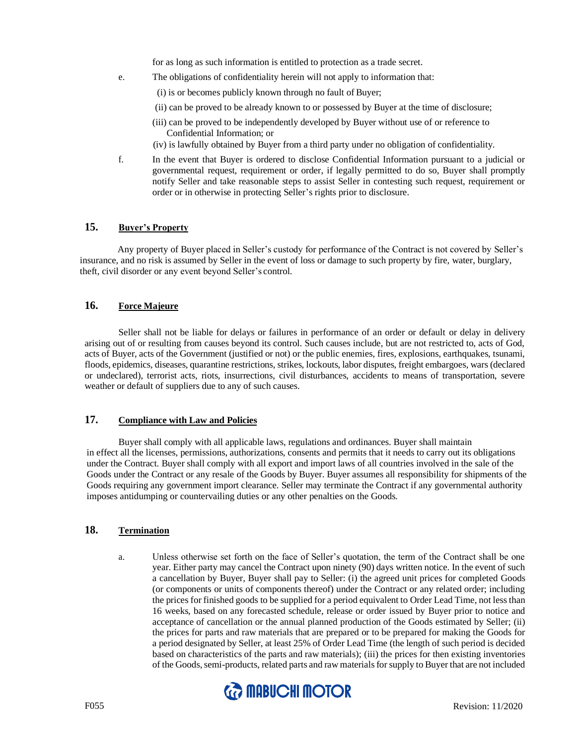for as long as such information is entitled to protection as a trade secret.

e. The obligations of confidentiality herein will not apply to information that:

(i) is or becomes publicly known through no fault of Buyer;

(ii) can be proved to be already known to or possessed by Buyer at the time of disclosure;

(iii) can be proved to be independently developed by Buyer without use of or reference to Confidential Information; or

(iv) is lawfully obtained by Buyer from a third party under no obligation of confidentiality.

f. In the event that Buyer is ordered to disclose Confidential Information pursuant to a judicial or governmental request, requirement or order, if legally permitted to do so, Buyer shall promptly notify Seller and take reasonable steps to assist Seller in contesting such request, requirement or order or in otherwise in protecting Seller's rights prior to disclosure.

## 15. Buyer's Property

Any property of Buyer placed in Seller's custody for performance of the Contract is not covered by Seller's insurance, and no risk is assumed by Seller in the event of loss or damage to such property by fire, water, burglary, theft, civil disorder or any event beyond Seller's control.

## 16. Force Majeure

Seller shall not be liable for delays or failures in performance of an order or default or delay in delivery arising out of or resulting from causes beyond its control. Such causes include, but are not restricted to, acts of God, acts of Buyer, acts of the Government (justified or not) or the public enemies, fires, explosions, earthquakes, tsunami, floods, epidemics, diseases, quarantine restrictions, strikes, lockouts, labor disputes, freight embargoes, wars (declared or undeclared), terrorist acts, riots, insurrections, civil disturbances, accidents to means of transportation, severe weather or default of suppliers due to any of such causes.

## 17. Compliance with Law and Policies

Buyer shall comply with all applicable laws, regulations and ordinances. Buyer shall maintain in effect all the licenses, permissions, authorizations, consents and permits that it needs to carry out its obligations under the Contract. Buyer shall comply with all export and import laws of all countries involved in the sale of the Goods under the Contract or any resale of the Goods by Buyer. Buyer assumes all responsibility for shipments of the Goods requiring any government import clearance. Seller may terminate the Contract if any governmental authority imposes antidumping or countervailing duties or any other penalties on the Goods.

## 18. Termination

a. Unless otherwise set forth on the face of Seller's quotation, the term of the Contract shall be one year. Either party may cancel the Contract upon ninety (90) days written notice. In the event of such a cancellation by Buyer, Buyer shall pay to Seller: (i) the agreed unit prices for completed Goods (or components or units of components thereof) under the Contract or any related order; including the prices for finished goods to be supplied for a period equivalent to Order Lead Time, not less than 16 weeks, based on any forecasted schedule, release or order issued by Buyer prior to notice and acceptance of cancellation or the annual planned production of the Goods estimated by Seller; (ii) the prices for parts and raw materials that are prepared or to be prepared for making the Goods for a period designated by Seller, at least 25% of Order Lead Time (the length of such period is decided based on characteristics of the parts and raw materials); (iii) the prices for then existing inventories of the Goods, semi-products, related parts and raw materials for supply to Buyer that are not included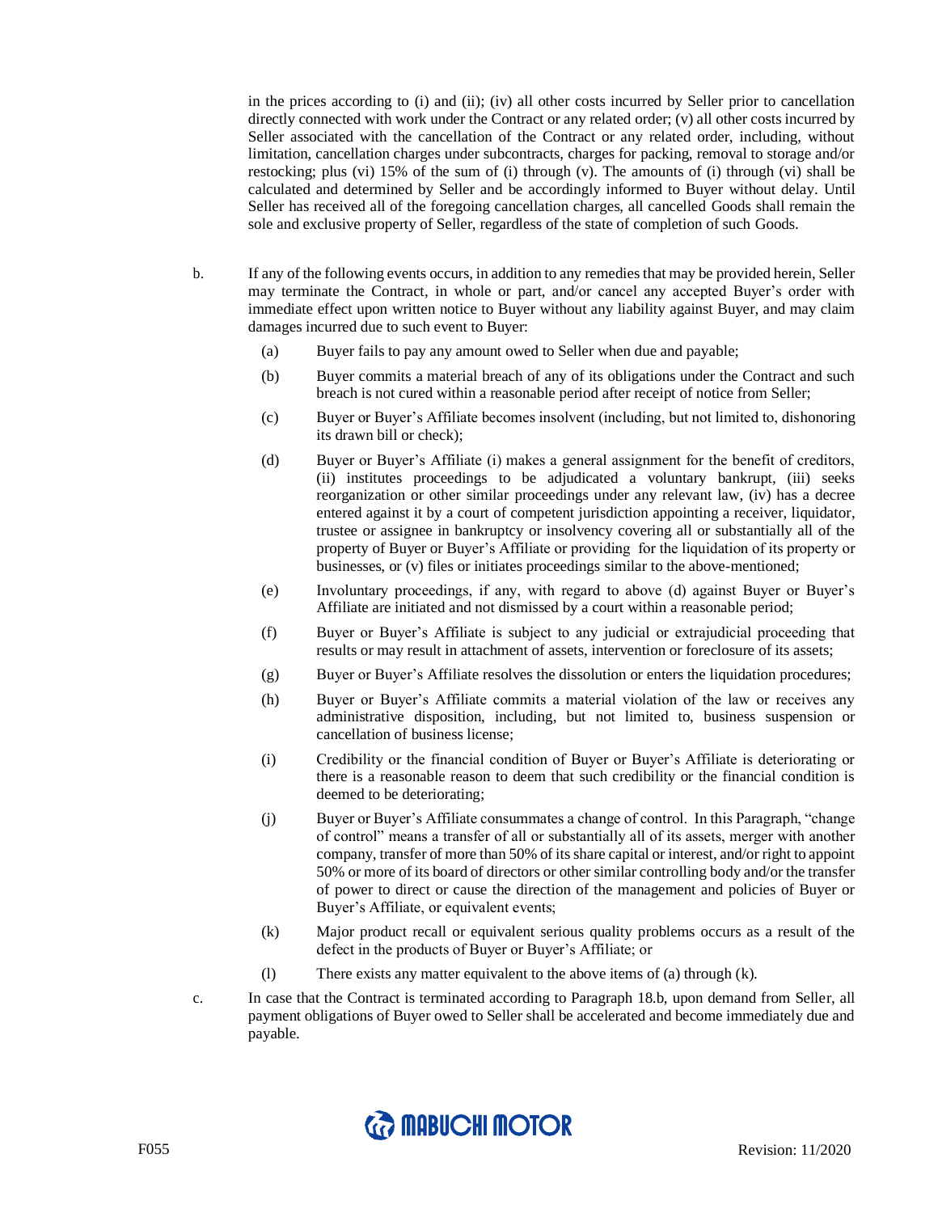in the prices according to (i) and (ii); (iv) all other costs incurred by Seller prior to cancellation directly connected with work under the Contract or any related order; (v) all other costs incurred by Seller associated with the cancellation of the Contract or any related order, including, without limitation, cancellation charges under subcontracts, charges for packing, removal to storage and/or restocking; plus (vi) 15% of the sum of (i) through (v). The amounts of (i) through (vi) shall be calculated and determined by Seller and be accordingly informed to Buyer without delay. Until Seller has received all of the foregoing cancellation charges, all cancelled Goods shall remain the sole and exclusive property of Seller, regardless of the state of completion of such Goods.

b. If any of the following events occurs, in addition to any remedies that may be provided herein, Seller may terminate the Contract, in whole or part, and/or cancel any accepted Buyer's order with immediate effect upon written notice to Buyer without any liability against Buyer, and may claim damages incurred due to such event to Buyer:

   (a) Buyer fails to pay any amount owed to Seller when due and payable;

   (b) Buyer commits a material breach of any of its obligations under the Contract and such breach is not cured within a reasonable period after receipt of notice from Seller;

   (c) Buyer or Buyer's Affiliate becomes insolvent (including, but not limited to, dishonoring its drawn bill or check);

   (d) Buyer or Buyer's Affiliate (i) makes a general assignment for the benefit of creditors, (ii) institutes proceedings to be adjudicated a voluntary bankrupt, (iii) seeks reorganization or other similar proceedings under any relevant law, (iv) has a decree entered against it by a court of competent jurisdiction appointing a receiver, liquidator, trustee or assignee in bankruptcy or insolvency covering all or substantially all of the property of Buyer or Buyer's Affiliate or providing for the liquidation of its property or businesses, or (v) files or initiates proceedings similar to the above-mentioned;

   (e) Involuntary proceedings, if any, with regard to above (d) against Buyer or Buyer's Affiliate are initiated and not dismissed by a court within a reasonable period;

   (f) Buyer or Buyer's Affiliate is subject to any judicial or extrajudicial proceeding that results or may result in attachment of assets, intervention or foreclosure of its assets;

   (g) Buyer or Buyer's Affiliate resolves the dissolution or enters the liquidation procedures;

   (h) Buyer or Buyer's Affiliate commits a material violation of the law or receives any administrative disposition, including, but not limited to, business suspension or cancellation of business license;

   (i) Credibility or the financial condition of Buyer or Buyer's Affiliate is deteriorating or there is a reasonable reason to deem that such credibility or the financial condition is deemed to be deteriorating;

   (j) Buyer or Buyer's Affiliate consummates a change of control. In this Paragraph, "change of control" means a transfer of all or substantially all of its assets, merger with another company, transfer of more than 50% of its share capital or interest, and/or right to appoint 50% or more of its board of directors or other similar controlling body and/or the transfer of power to direct or cause the direction of the management and policies of Buyer or Buyer's Affiliate, or equivalent events;

   (k) Major product recall or equivalent serious quality problems occurs as a result of the defect in the products of Buyer or Buyer's Affiliate; or

   (l) There exists any matter equivalent to the above items of (a) through (k).

c. In case that the Contract is terminated according to Paragraph 18.b, upon demand from Seller, all payment obligations of Buyer owed to Seller shall be accelerated and become immediately due and payable.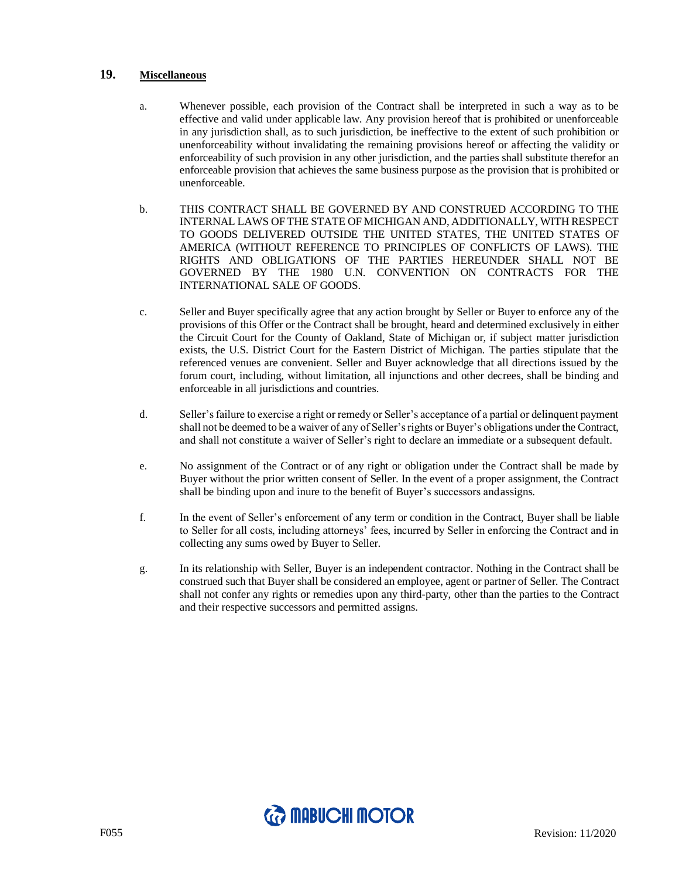## 19. Miscellaneous

a. Whenever possible, each provision of the Contract shall be interpreted in such a way as to be effective and valid under applicable law. Any provision hereof that is prohibited or unenforceable in any jurisdiction shall, as to such jurisdiction, be ineffective to the extent of such prohibition or unenforceability without invalidating the remaining provisions hereof or affecting the validity or enforceability of such provision in any other jurisdiction, and the parties shall substitute therefor an enforceable provision that achieves the same business purpose as the provision that is prohibited or unenforceable.

b. THIS CONTRACT SHALL BE GOVERNED BY AND CONSTRUED ACCORDING TO THE INTERNAL LAWS OF THE STATE OF MICHIGAN AND, ADDITIONALLY, WITH RESPECT TO GOODS DELIVERED OUTSIDE THE UNITED STATES, THE UNITED STATES OF AMERICA (WITHOUT REFERENCE TO PRINCIPLES OF CONFLICTS OF LAWS). THE RIGHTS AND OBLIGATIONS OF THE PARTIES HEREUNDER SHALL NOT BE GOVERNED BY THE 1980 U.N. CONVENTION ON CONTRACTS FOR THE INTERNATIONAL SALE OF GOODS.

c. Seller and Buyer specifically agree that any action brought by Seller or Buyer to enforce any of the provisions of this Offer or the Contract shall be brought, heard and determined exclusively in either the Circuit Court for the County of Oakland, State of Michigan or, if subject matter jurisdiction exists, the U.S. District Court for the Eastern District of Michigan. The parties stipulate that the referenced venues are convenient. Seller and Buyer acknowledge that all directions issued by the forum court, including, without limitation, all injunctions and other decrees, shall be binding and enforceable in all jurisdictions and countries.

d. Seller's failure to exercise a right or remedy or Seller's acceptance of a partial or delinquent payment shall not be deemed to be a waiver of any of Seller's rights or Buyer's obligations under the Contract, and shall not constitute a waiver of Seller's right to declare an immediate or a subsequent default.

e. No assignment of the Contract or of any right or obligation under the Contract shall be made by Buyer without the prior written consent of Seller. In the event of a proper assignment, the Contract shall be binding upon and inure to the benefit of Buyer's successors and assigns.

f. In the event of Seller's enforcement of any term or condition in the Contract, Buyer shall be liable to Seller for all costs, including attorneys' fees, incurred by Seller in enforcing the Contract and in collecting any sums owed by Buyer to Seller.

g. In its relationship with Seller, Buyer is an independent contractor. Nothing in the Contract shall be construed such that Buyer shall be considered an employee, agent or partner of Seller. The Contract shall not confer any rights or remedies upon any third-party, other than the parties to the Contract and their respective successors and permitted assigns.